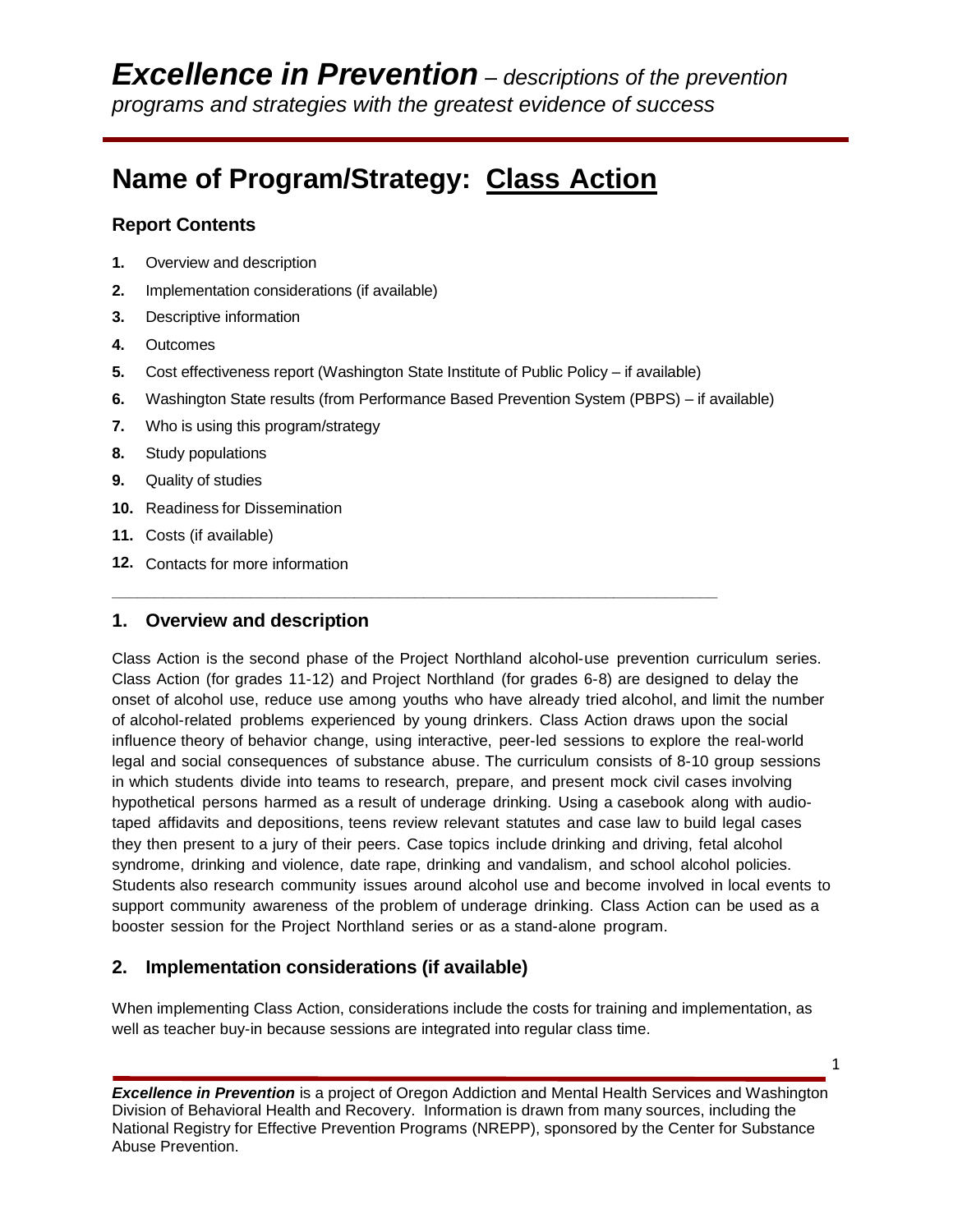# *Excellence in Prevention* – *descriptions of the prevention programs and strategies with the greatest evidence of success*

# Name of Program/Strategy: <u>Class Action</u>

### Report Contents

1. Overview and description
2. Implementation considerations (if available)
3. Descriptive information
4. Outcomes
5. Cost effectiveness report (Washington State Institute of Public Policy – if available)
6. Washington State results (from Performance Based Prevention System (PBPS) – if available)
7. Who is using this program/strategy
8. Study populations
9. Quality of studies
10. Readiness for Dissemination
11. Costs (if available)
12. Contacts for more information

---

## 1. Overview and description

Class Action is the second phase of the Project Northland alcohol-use prevention curriculum series. Class Action (for grades 11-12) and Project Northland (for grades 6-8) are designed to delay the onset of alcohol use, reduce use among youths who have already tried alcohol, and limit the number of alcohol-related problems experienced by young drinkers. Class Action draws upon the social influence theory of behavior change, using interactive, peer-led sessions to explore the real-world legal and social consequences of substance abuse. The curriculum consists of 8-10 group sessions in which students divide into teams to research, prepare, and present mock civil cases involving hypothetical persons harmed as a result of underage drinking. Using a casebook along with audio-taped affidavits and depositions, teens review relevant statutes and case law to build legal cases they then present to a jury of their peers. Case topics include drinking and driving, fetal alcohol syndrome, drinking and violence, date rape, drinking and vandalism, and school alcohol policies. Students also research community issues around alcohol use and become involved in local events to support community awareness of the problem of underage drinking. Class Action can be used as a booster session for the Project Northland series or as a stand-alone program.

## 2. Implementation considerations (if available)

When implementing Class Action, considerations include the costs for training and implementation, as well as teacher buy-in because sessions are integrated into regular class time.

***Excellence in Prevention*** is a project of Oregon Addiction and Mental Health Services and Washington Division of Behavioral Health and Recovery. Information is drawn from many sources, including the National Registry for Effective Prevention Programs (NREPP), sponsored by the Center for Substance Abuse Prevention.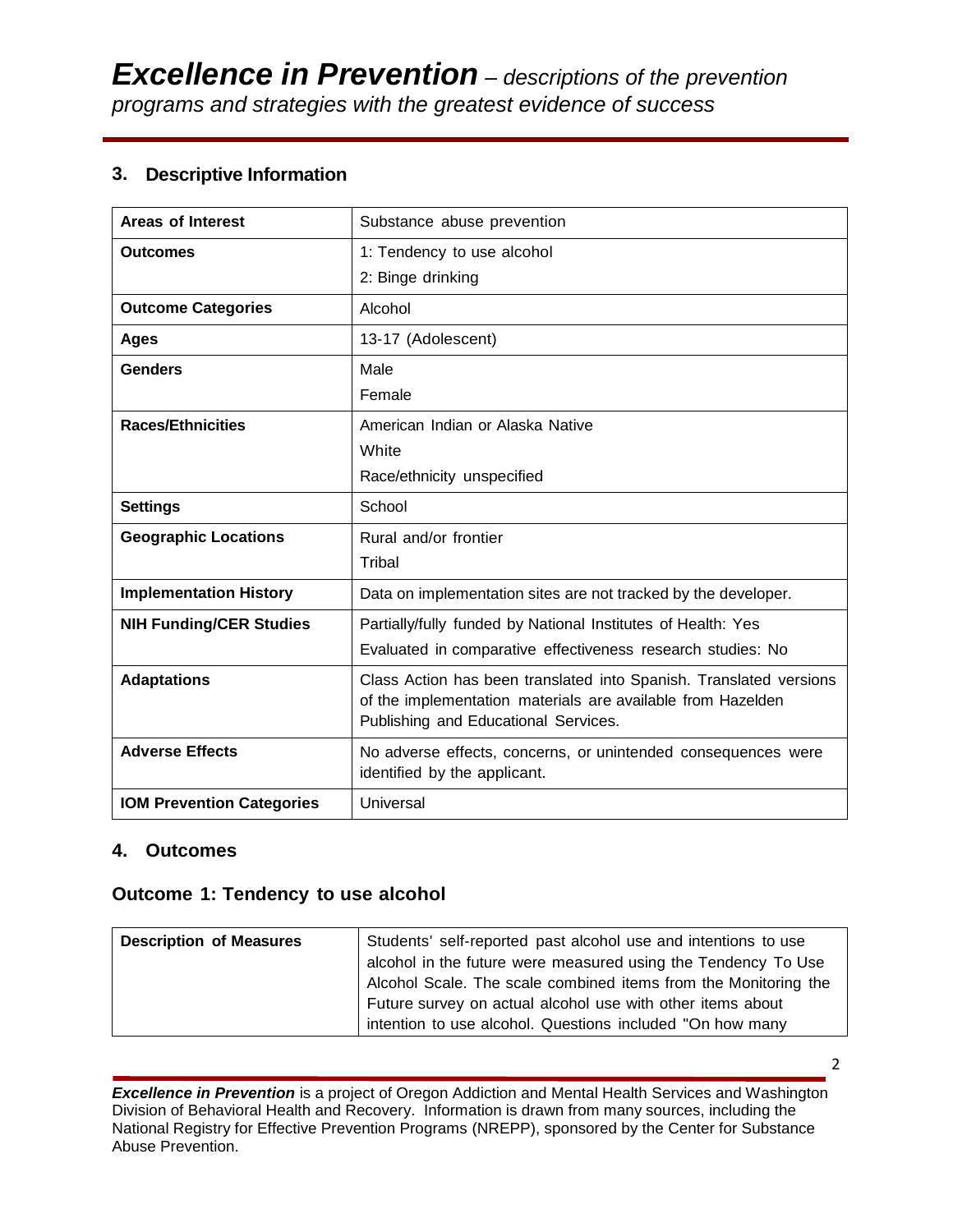## 3. Descriptive Information

| | |
|---|---|
| **Areas of Interest** | Substance abuse prevention |
| **Outcomes** | 1: Tendency to use alcohol<br>2: Binge drinking |
| **Outcome Categories** | Alcohol |
| **Ages** | 13-17 (Adolescent) |
| **Genders** | Male<br>Female |
| **Races/Ethnicities** | American Indian or Alaska Native<br>White<br>Race/ethnicity unspecified |
| **Settings** | School |
| **Geographic Locations** | Rural and/or frontier<br>Tribal |
| **Implementation History** | Data on implementation sites are not tracked by the developer. |
| **NIH Funding/CER Studies** | Partially/fully funded by National Institutes of Health: Yes<br>Evaluated in comparative effectiveness research studies: No |
| **Adaptations** | Class Action has been translated into Spanish. Translated versions of the implementation materials are available from Hazelden Publishing and Educational Services. |
| **Adverse Effects** | No adverse effects, concerns, or unintended consequences were identified by the applicant. |
| **IOM Prevention Categories** | Universal |

## 4. Outcomes

### Outcome 1: Tendency to use alcohol

| | |
|---|---|
| **Description of Measures** | Students' self-reported past alcohol use and intentions to use alcohol in the future were measured using the Tendency To Use Alcohol Scale. The scale combined items from the Monitoring the Future survey on actual alcohol use with other items about intention to use alcohol. Questions included "On how many |

***Excellence in Prevention*** is a project of Oregon Addiction and Mental Health Services and Washington Division of Behavioral Health and Recovery. Information is drawn from many sources, including the National Registry for Effective Prevention Programs (NREPP), sponsored by the Center for Substance Abuse Prevention.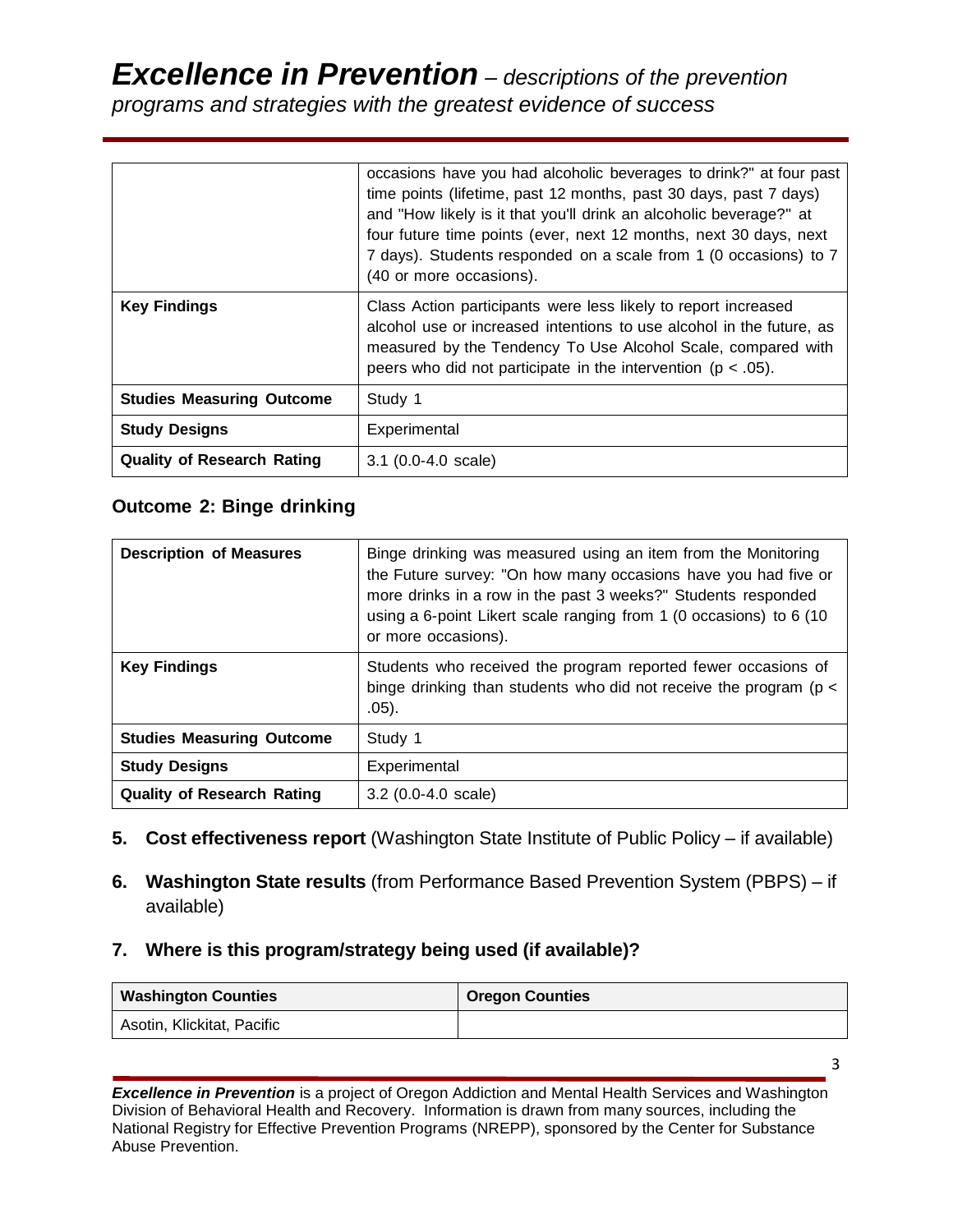| | |
|---|---|
| | occasions have you had alcoholic beverages to drink?" at four past time points (lifetime, past 12 months, past 30 days, past 7 days) and "How likely is it that you'll drink an alcoholic beverage?" at four future time points (ever, next 12 months, next 30 days, next 7 days). Students responded on a scale from 1 (0 occasions) to 7 (40 or more occasions). |
| **Key Findings** | Class Action participants were less likely to report increased alcohol use or increased intentions to use alcohol in the future, as measured by the Tendency To Use Alcohol Scale, compared with peers who did not participate in the intervention ($p < .05$). |
| **Studies Measuring Outcome** | Study 1 |
| **Study Designs** | Experimental |
| **Quality of Research Rating** | 3.1 (0.0-4.0 scale) |

### Outcome 2: Binge drinking

| | |
|---|---|
| **Description of Measures** | Binge drinking was measured using an item from the Monitoring the Future survey: "On how many occasions have you had five or more drinks in a row in the past 3 weeks?" Students responded using a 6-point Likert scale ranging from 1 (0 occasions) to 6 (10 or more occasions). |
| **Key Findings** | Students who received the program reported fewer occasions of binge drinking than students who did not receive the program ($p < .05$). |
| **Studies Measuring Outcome** | Study 1 |
| **Study Designs** | Experimental |
| **Quality of Research Rating** | 3.2 (0.0-4.0 scale) |

5. **Cost effectiveness report** (Washington State Institute of Public Policy – if available)

6. **Washington State results** (from Performance Based Prevention System (PBPS) – if available)

### 7. Where is this program/strategy being used (if available)?

| Washington Counties | Oregon Counties |
|---|---|
| Asotin, Klickitat, Pacific | |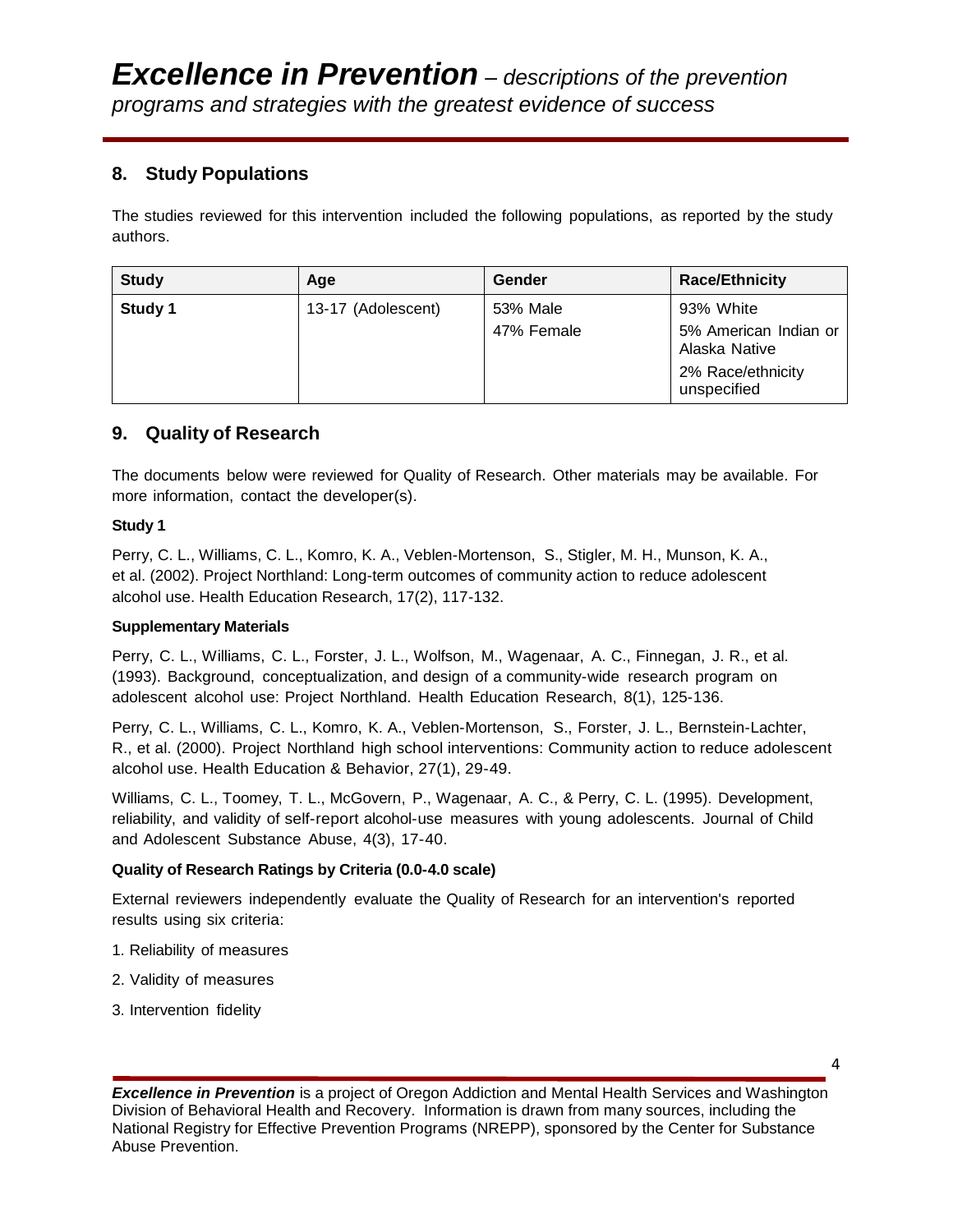## 8. Study Populations

The studies reviewed for this intervention included the following populations, as reported by the study authors.

| Study | Age | Gender | Race/Ethnicity |
|---|---|---|---|
| **Study 1** | 13-17 (Adolescent) | 53% Male<br>47% Female | 93% White<br>5% American Indian or Alaska Native<br>2% Race/ethnicity unspecified |

## 9. Quality of Research

The documents below were reviewed for Quality of Research. Other materials may be available. For more information, contact the developer(s).

**Study 1**

Perry, C. L., Williams, C. L., Komro, K. A., Veblen-Mortenson, S., Stigler, M. H., Munson, K. A., et al. (2002). Project Northland: Long-term outcomes of community action to reduce adolescent alcohol use. Health Education Research, 17(2), 117-132.

**Supplementary Materials**

Perry, C. L., Williams, C. L., Forster, J. L., Wolfson, M., Wagenaar, A. C., Finnegan, J. R., et al. (1993). Background, conceptualization, and design of a community-wide research program on adolescent alcohol use: Project Northland. Health Education Research, 8(1), 125-136.

Perry, C. L., Williams, C. L., Komro, K. A., Veblen-Mortenson, S., Forster, J. L., Bernstein-Lachter, R., et al. (2000). Project Northland high school interventions: Community action to reduce adolescent alcohol use. Health Education & Behavior, 27(1), 29-49.

Williams, C. L., Toomey, T. L., McGovern, P., Wagenaar, A. C., & Perry, C. L. (1995). Development, reliability, and validity of self-report alcohol-use measures with young adolescents. Journal of Child and Adolescent Substance Abuse, 4(3), 17-40.

**Quality of Research Ratings by Criteria (0.0-4.0 scale)**

External reviewers independently evaluate the Quality of Research for an intervention's reported results using six criteria:

1. Reliability of measures
2. Validity of measures
3. Intervention fidelity

***Excellence in Prevention*** is a project of Oregon Addiction and Mental Health Services and Washington Division of Behavioral Health and Recovery. Information is drawn from many sources, including the National Registry for Effective Prevention Programs (NREPP), sponsored by the Center for Substance Abuse Prevention.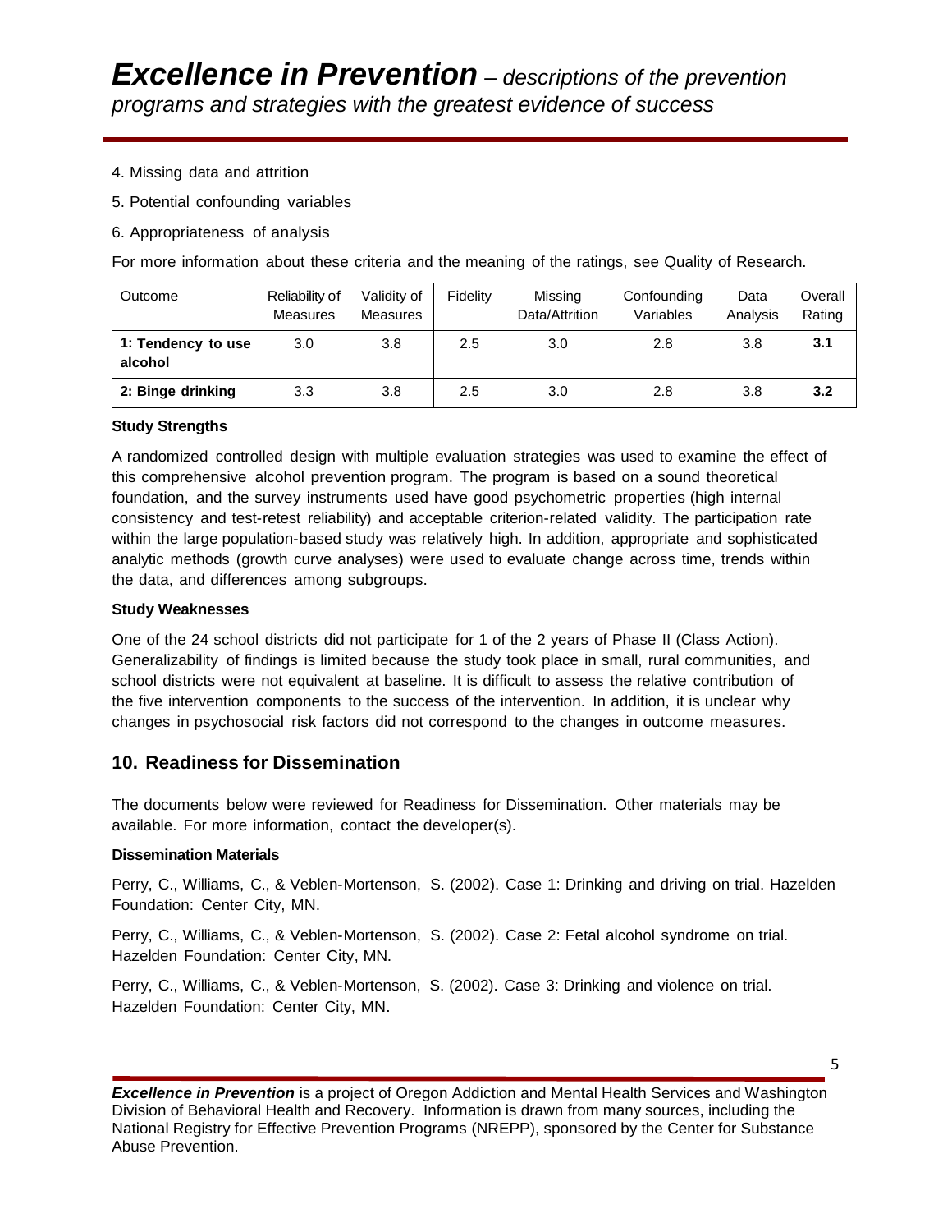4. Missing data and attrition
5. Potential confounding variables
6. Appropriateness of analysis

For more information about these criteria and the meaning of the ratings, see Quality of Research.

| Outcome | Reliability of Measures | Validity of Measures | Fidelity | Missing Data/Attrition | Confounding Variables | Data Analysis | Overall Rating |
|---|---|---|---|---|---|---|---|
| **1: Tendency to use alcohol** | 3.0 | 3.8 | 2.5 | 3.0 | 2.8 | 3.8 | **3.1** |
| **2: Binge drinking** | 3.3 | 3.8 | 2.5 | 3.0 | 2.8 | 3.8 | **3.2** |

**Study Strengths**

A randomized controlled design with multiple evaluation strategies was used to examine the effect of this comprehensive alcohol prevention program. The program is based on a sound theoretical foundation, and the survey instruments used have good psychometric properties (high internal consistency and test-retest reliability) and acceptable criterion-related validity. The participation rate within the large population-based study was relatively high. In addition, appropriate and sophisticated analytic methods (growth curve analyses) were used to evaluate change across time, trends within the data, and differences among subgroups.

**Study Weaknesses**

One of the 24 school districts did not participate for 1 of the 2 years of Phase II (Class Action). Generalizability of findings is limited because the study took place in small, rural communities, and school districts were not equivalent at baseline. It is difficult to assess the relative contribution of the five intervention components to the success of the intervention. In addition, it is unclear why changes in psychosocial risk factors did not correspond to the changes in outcome measures.

## 10. Readiness for Dissemination

The documents below were reviewed for Readiness for Dissemination. Other materials may be available. For more information, contact the developer(s).

**Dissemination Materials**

Perry, C., Williams, C., & Veblen-Mortenson, S. (2002). Case 1: Drinking and driving on trial. Hazelden Foundation: Center City, MN.

Perry, C., Williams, C., & Veblen-Mortenson, S. (2002). Case 2: Fetal alcohol syndrome on trial. Hazelden Foundation: Center City, MN.

Perry, C., Williams, C., & Veblen-Mortenson, S. (2002). Case 3: Drinking and violence on trial. Hazelden Foundation: Center City, MN.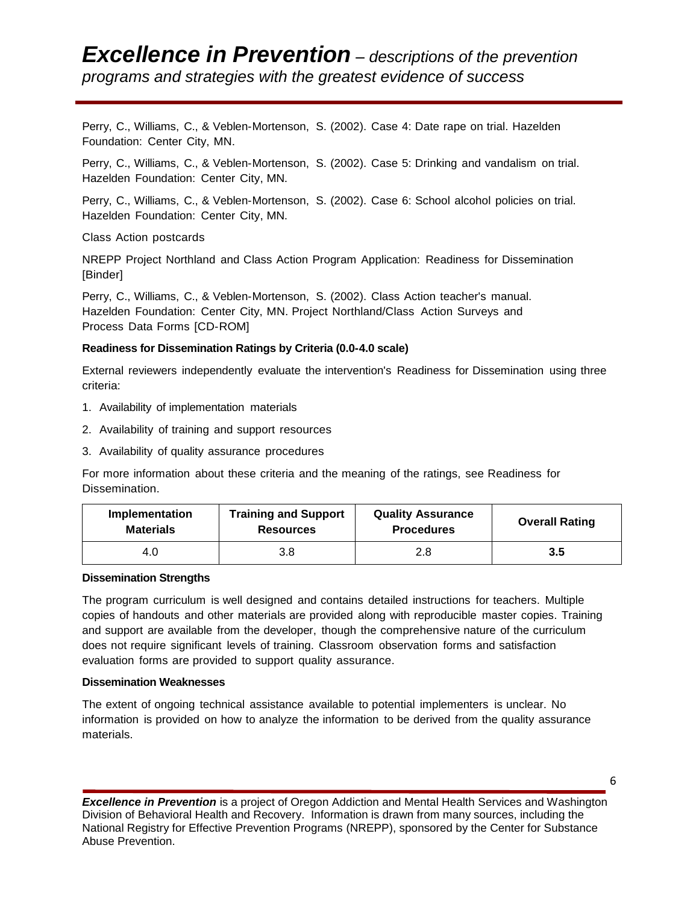Perry, C., Williams, C., & Veblen-Mortenson, S. (2002). Case 4: Date rape on trial. Hazelden Foundation: Center City, MN.

Perry, C., Williams, C., & Veblen-Mortenson, S. (2002). Case 5: Drinking and vandalism on trial. Hazelden Foundation: Center City, MN.

Perry, C., Williams, C., & Veblen-Mortenson, S. (2002). Case 6: School alcohol policies on trial. Hazelden Foundation: Center City, MN.

Class Action postcards

NREPP Project Northland and Class Action Program Application: Readiness for Dissemination [Binder]

Perry, C., Williams, C., & Veblen-Mortenson, S. (2002). Class Action teacher's manual. Hazelden Foundation: Center City, MN. Project Northland/Class Action Surveys and Process Data Forms [CD-ROM]

**Readiness for Dissemination Ratings by Criteria (0.0-4.0 scale)**

External reviewers independently evaluate the intervention's Readiness for Dissemination using three criteria:

1. Availability of implementation materials
2. Availability of training and support resources
3. Availability of quality assurance procedures

For more information about these criteria and the meaning of the ratings, see Readiness for Dissemination.

| Implementation Materials | Training and Support Resources | Quality Assurance Procedures | Overall Rating |
|---|---|---|---|
| 4.0 | 3.8 | 2.8 | **3.5** |

**Dissemination Strengths**

The program curriculum is well designed and contains detailed instructions for teachers. Multiple copies of handouts and other materials are provided along with reproducible master copies. Training and support are available from the developer, though the comprehensive nature of the curriculum does not require significant levels of training. Classroom observation forms and satisfaction evaluation forms are provided to support quality assurance.

**Dissemination Weaknesses**

The extent of ongoing technical assistance available to potential implementers is unclear. No information is provided on how to analyze the information to be derived from the quality assurance materials.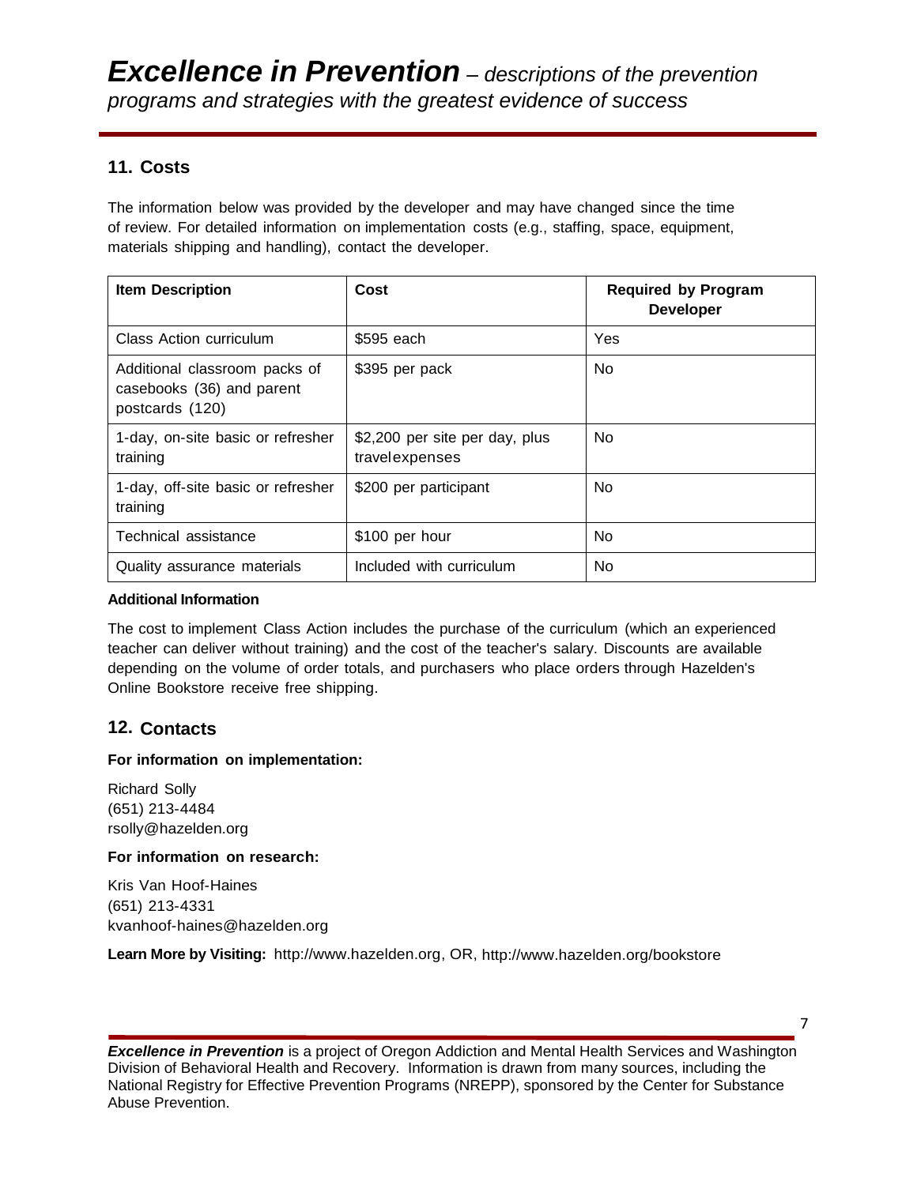## 11. Costs

The information below was provided by the developer and may have changed since the time of review. For detailed information on implementation costs (e.g., staffing, space, equipment, materials shipping and handling), contact the developer.

| Item Description | Cost | Required by Program Developer |
|---|---|---|
| Class Action curriculum | $595 each | Yes |
| Additional classroom packs of casebooks (36) and parent postcards (120) | $395 per pack | No |
| 1-day, on-site basic or refresher training | $2,200 per site per day, plus travel expenses | No |
| 1-day, off-site basic or refresher training | $200 per participant | No |
| Technical assistance | $100 per hour | No |
| Quality assurance materials | Included with curriculum | No |

**Additional Information**

The cost to implement Class Action includes the purchase of the curriculum (which an experienced teacher can deliver without training) and the cost of the teacher's salary. Discounts are available depending on the volume of order totals, and purchasers who place orders through Hazelden's Online Bookstore receive free shipping.

## 12. Contacts

**For information on implementation:**

Richard Solly
(651) 213-4484
rsolly@hazelden.org

**For information on research:**

Kris Van Hoof-Haines
(651) 213-4331
kvanhoof-haines@hazelden.org

**Learn More by Visiting:** http://www.hazelden.org, OR, http://www.hazelden.org/bookstore

***Excellence in Prevention*** is a project of Oregon Addiction and Mental Health Services and Washington Division of Behavioral Health and Recovery. Information is drawn from many sources, including the National Registry for Effective Prevention Programs (NREPP), sponsored by the Center for Substance Abuse Prevention.